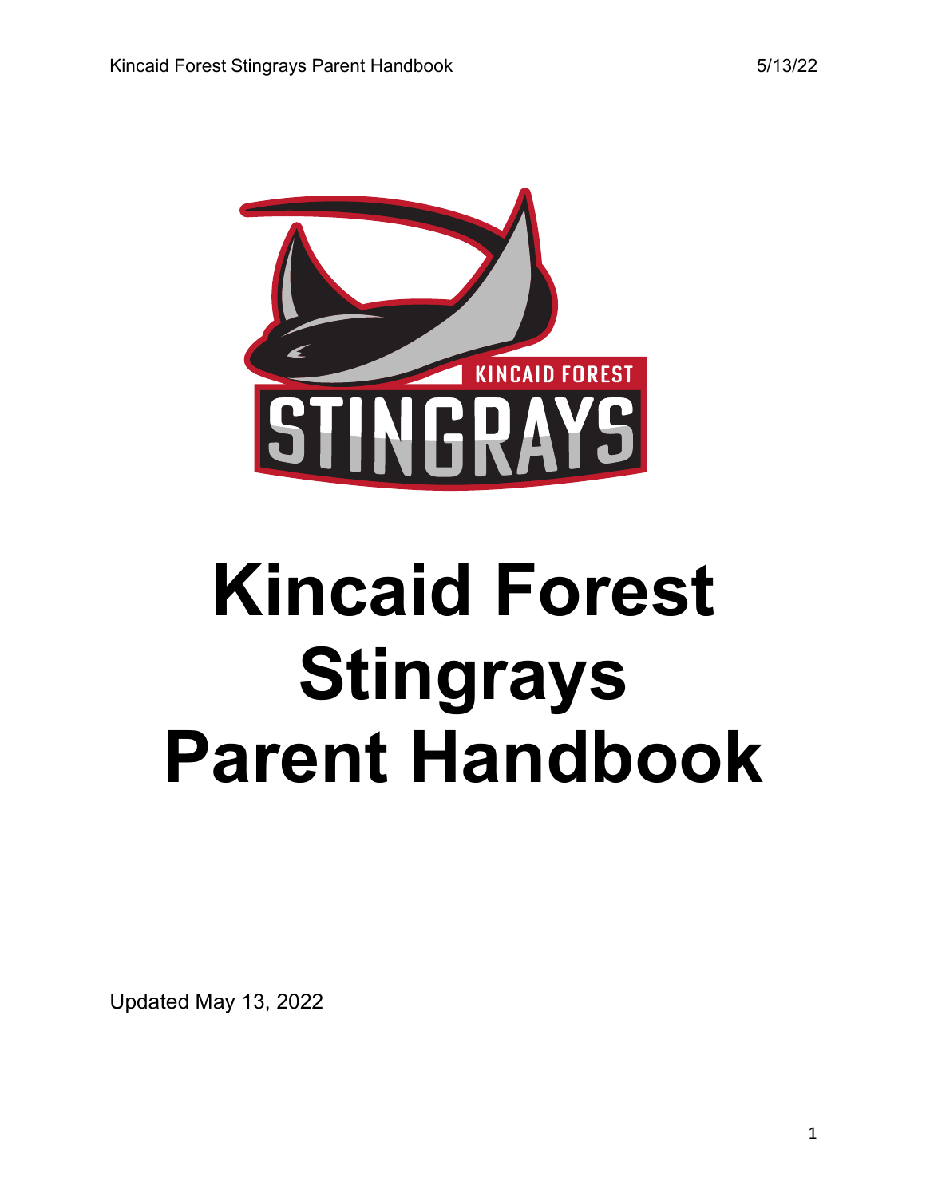# Kincaid Forest Stingrays Parent Handbook

Updated May 13, 2022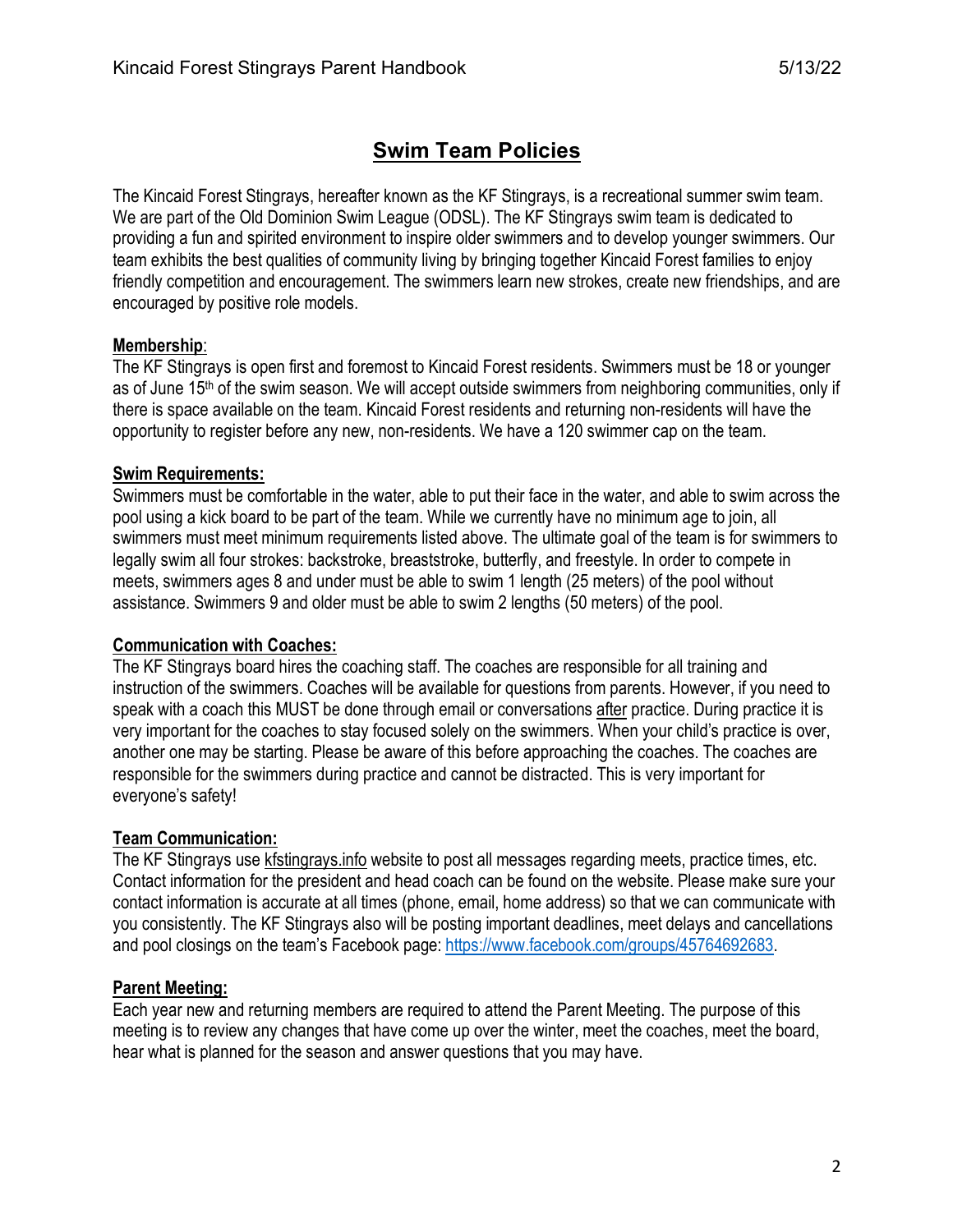# Swim Team Policies

The Kincaid Forest Stingrays, hereafter known as the KF Stingrays, is a recreational summer swim team. We are part of the Old Dominion Swim League (ODSL). The KF Stingrays swim team is dedicated to providing a fun and spirited environment to inspire older swimmers and to develop younger swimmers. Our team exhibits the best qualities of community living by bringing together Kincaid Forest families to enjoy friendly competition and encouragement. The swimmers learn new strokes, create new friendships, and are encouraged by positive role models.

**Membership**:
The KF Stingrays is open first and foremost to Kincaid Forest residents. Swimmers must be 18 or younger as of June 15th of the swim season. We will accept outside swimmers from neighboring communities, only if there is space available on the team. Kincaid Forest residents and returning non-residents will have the opportunity to register before any new, non-residents. We have a 120 swimmer cap on the team.

**Swim Requirements:**
Swimmers must be comfortable in the water, able to put their face in the water, and able to swim across the pool using a kick board to be part of the team. While we currently have no minimum age to join, all swimmers must meet minimum requirements listed above. The ultimate goal of the team is for swimmers to legally swim all four strokes: backstroke, breaststroke, butterfly, and freestyle. In order to compete in meets, swimmers ages 8 and under must be able to swim 1 length (25 meters) of the pool without assistance. Swimmers 9 and older must be able to swim 2 lengths (50 meters) of the pool.

**Communication with Coaches:**
The KF Stingrays board hires the coaching staff. The coaches are responsible for all training and instruction of the swimmers. Coaches will be available for questions from parents. However, if you need to speak with a coach this MUST be done through email or conversations after practice. During practice it is very important for the coaches to stay focused solely on the swimmers. When your child's practice is over, another one may be starting. Please be aware of this before approaching the coaches. The coaches are responsible for the swimmers during practice and cannot be distracted. This is very important for everyone's safety!

**Team Communication:**
The KF Stingrays use kfstingrays.info website to post all messages regarding meets, practice times, etc. Contact information for the president and head coach can be found on the website. Please make sure your contact information is accurate at all times (phone, email, home address) so that we can communicate with you consistently. The KF Stingrays also will be posting important deadlines, meet delays and cancellations and pool closings on the team's Facebook page: https://www.facebook.com/groups/45764692683.

**Parent Meeting:**
Each year new and returning members are required to attend the Parent Meeting. The purpose of this meeting is to review any changes that have come up over the winter, meet the coaches, meet the board, hear what is planned for the season and answer questions that you may have.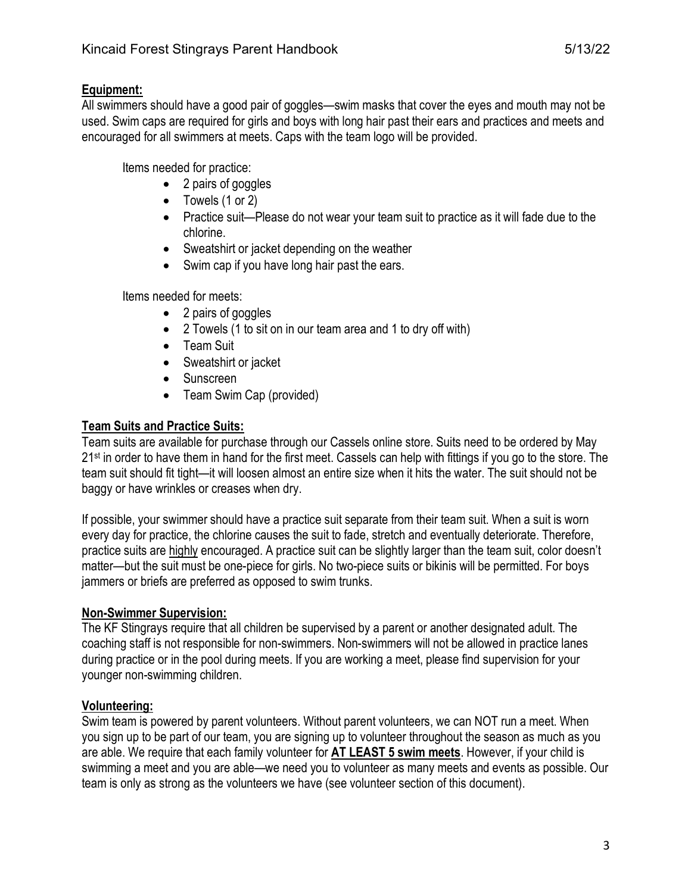## Equipment:

All swimmers should have a good pair of goggles—swim masks that cover the eyes and mouth may not be used. Swim caps are required for girls and boys with long hair past their ears and practices and meets and encouraged for all swimmers at meets. Caps with the team logo will be provided.

Items needed for practice:

- 2 pairs of goggles
- Towels (1 or 2)
- Practice suit—Please do not wear your team suit to practice as it will fade due to the chlorine.
- Sweatshirt or jacket depending on the weather
- Swim cap if you have long hair past the ears.

Items needed for meets:

- 2 pairs of goggles
- 2 Towels (1 to sit on in our team area and 1 to dry off with)
- Team Suit
- Sweatshirt or jacket
- Sunscreen
- Team Swim Cap (provided)

## Team Suits and Practice Suits:

Team suits are available for purchase through our Cassels online store. Suits need to be ordered by May 21st in order to have them in hand for the first meet. Cassels can help with fittings if you go to the store. The team suit should fit tight—it will loosen almost an entire size when it hits the water. The suit should not be baggy or have wrinkles or creases when dry.

If possible, your swimmer should have a practice suit separate from their team suit. When a suit is worn every day for practice, the chlorine causes the suit to fade, stretch and eventually deteriorate. Therefore, practice suits are highly encouraged. A practice suit can be slightly larger than the team suit, color doesn't matter—but the suit must be one-piece for girls. No two-piece suits or bikinis will be permitted. For boys jammers or briefs are preferred as opposed to swim trunks.

## Non-Swimmer Supervision:

The KF Stingrays require that all children be supervised by a parent or another designated adult. The coaching staff is not responsible for non-swimmers. Non-swimmers will not be allowed in practice lanes during practice or in the pool during meets. If you are working a meet, please find supervision for your younger non-swimming children.

## Volunteering:

Swim team is powered by parent volunteers. Without parent volunteers, we can NOT run a meet. When you sign up to be part of our team, you are signing up to volunteer throughout the season as much as you are able. We require that each family volunteer for **AT LEAST 5 swim meets**. However, if your child is swimming a meet and you are able—we need you to volunteer as many meets and events as possible. Our team is only as strong as the volunteers we have (see volunteer section of this document).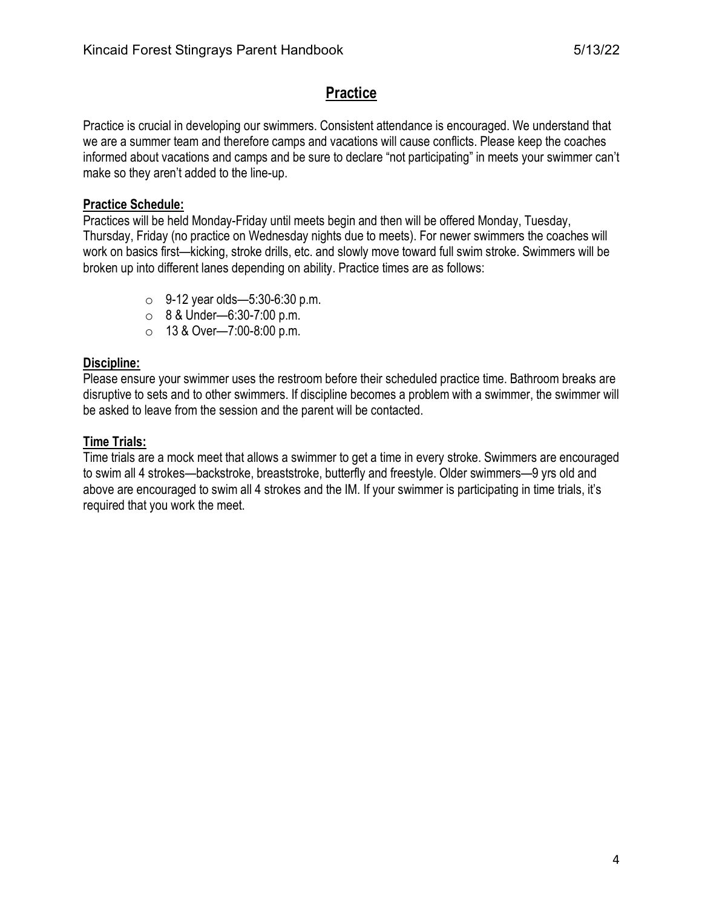# Practice

Practice is crucial in developing our swimmers. Consistent attendance is encouraged. We understand that we are a summer team and therefore camps and vacations will cause conflicts. Please keep the coaches informed about vacations and camps and be sure to declare "not participating" in meets your swimmer can't make so they aren't added to the line-up.

**Practice Schedule:**

Practices will be held Monday-Friday until meets begin and then will be offered Monday, Tuesday, Thursday, Friday (no practice on Wednesday nights due to meets). For newer swimmers the coaches will work on basics first—kicking, stroke drills, etc. and slowly move toward full swim stroke. Swimmers will be broken up into different lanes depending on ability. Practice times are as follows:

- 9-12 year olds—5:30-6:30 p.m.
- 8 & Under—6:30-7:00 p.m.
- 13 & Over—7:00-8:00 p.m.

**Discipline:**

Please ensure your swimmer uses the restroom before their scheduled practice time. Bathroom breaks are disruptive to sets and to other swimmers. If discipline becomes a problem with a swimmer, the swimmer will be asked to leave from the session and the parent will be contacted.

**Time Trials:**

Time trials are a mock meet that allows a swimmer to get a time in every stroke. Swimmers are encouraged to swim all 4 strokes—backstroke, breaststroke, butterfly and freestyle. Older swimmers—9 yrs old and above are encouraged to swim all 4 strokes and the IM. If your swimmer is participating in time trials, it's required that you work the meet.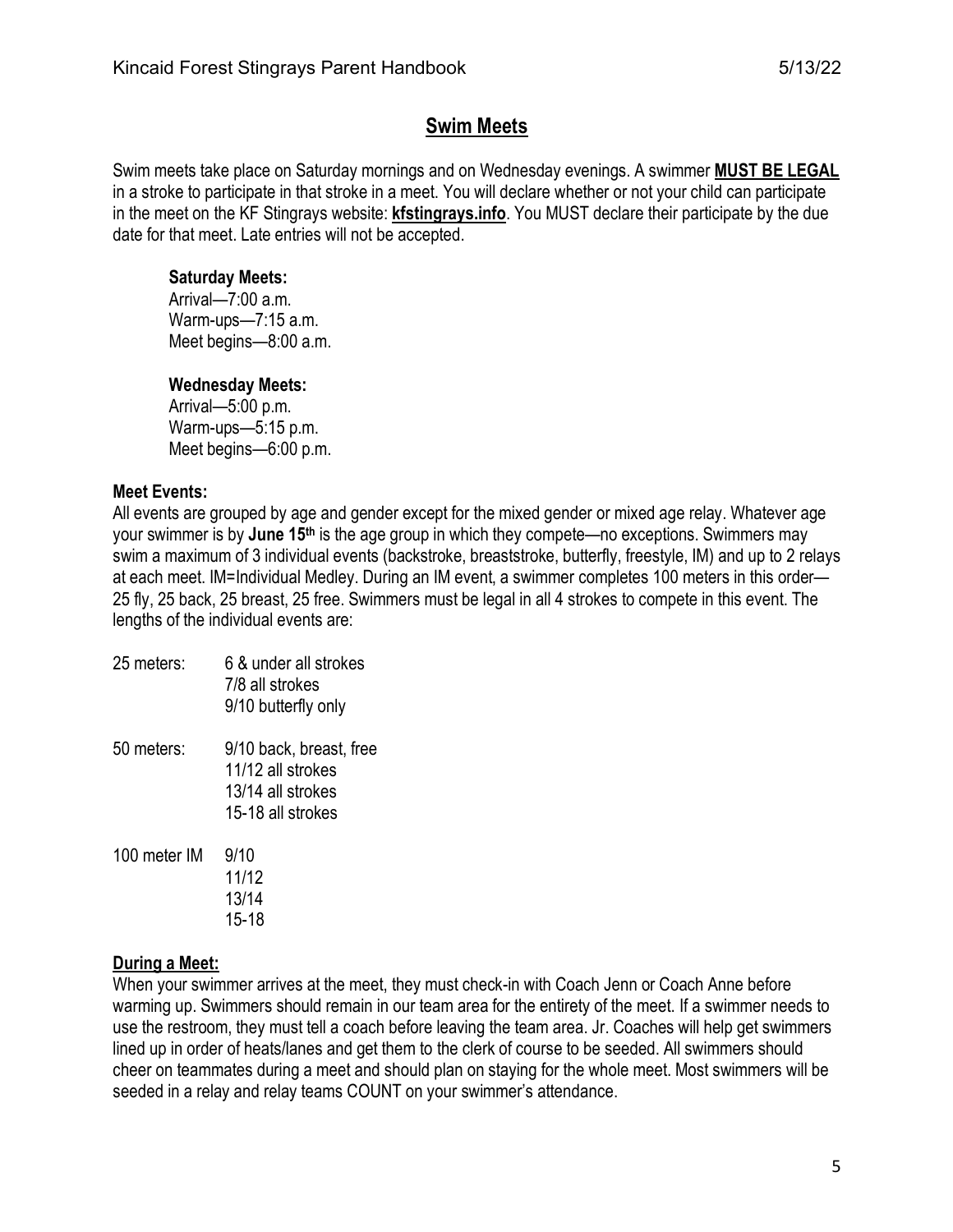## Swim Meets

Swim meets take place on Saturday mornings and on Wednesday evenings. A swimmer **MUST BE LEGAL** in a stroke to participate in that stroke in a meet. You will declare whether or not your child can participate in the meet on the KF Stingrays website: **kfstingrays.info**. You MUST declare their participate by the due date for that meet. Late entries will not be accepted.

**Saturday Meets:**
Arrival—7:00 a.m.
Warm-ups—7:15 a.m.
Meet begins—8:00 a.m.

**Wednesday Meets:**
Arrival—5:00 p.m.
Warm-ups—5:15 p.m.
Meet begins—6:00 p.m.

**Meet Events:**
All events are grouped by age and gender except for the mixed gender or mixed age relay. Whatever age your swimmer is by **June 15th** is the age group in which they compete—no exceptions. Swimmers may swim a maximum of 3 individual events (backstroke, breaststroke, butterfly, freestyle, IM) and up to 2 relays at each meet. IM=Individual Medley. During an IM event, a swimmer completes 100 meters in this order—25 fly, 25 back, 25 breast, 25 free. Swimmers must be legal in all 4 strokes to compete in this event. The lengths of the individual events are:

| | |
|---|---|
| 25 meters: | 6 & under all strokes |
| | 7/8 all strokes |
| | 9/10 butterfly only |
| 50 meters: | 9/10 back, breast, free |
| | 11/12 all strokes |
| | 13/14 all strokes |
| | 15-18 all strokes |
| 100 meter IM | 9/10 |
| | 11/12 |
| | 13/14 |
| | 15-18 |

**During a Meet:**
When your swimmer arrives at the meet, they must check-in with Coach Jenn or Coach Anne before warming up. Swimmers should remain in our team area for the entirety of the meet. If a swimmer needs to use the restroom, they must tell a coach before leaving the team area. Jr. Coaches will help get swimmers lined up in order of heats/lanes and get them to the clerk of course to be seeded. All swimmers should cheer on teammates during a meet and should plan on staying for the whole meet. Most swimmers will be seeded in a relay and relay teams COUNT on your swimmer's attendance.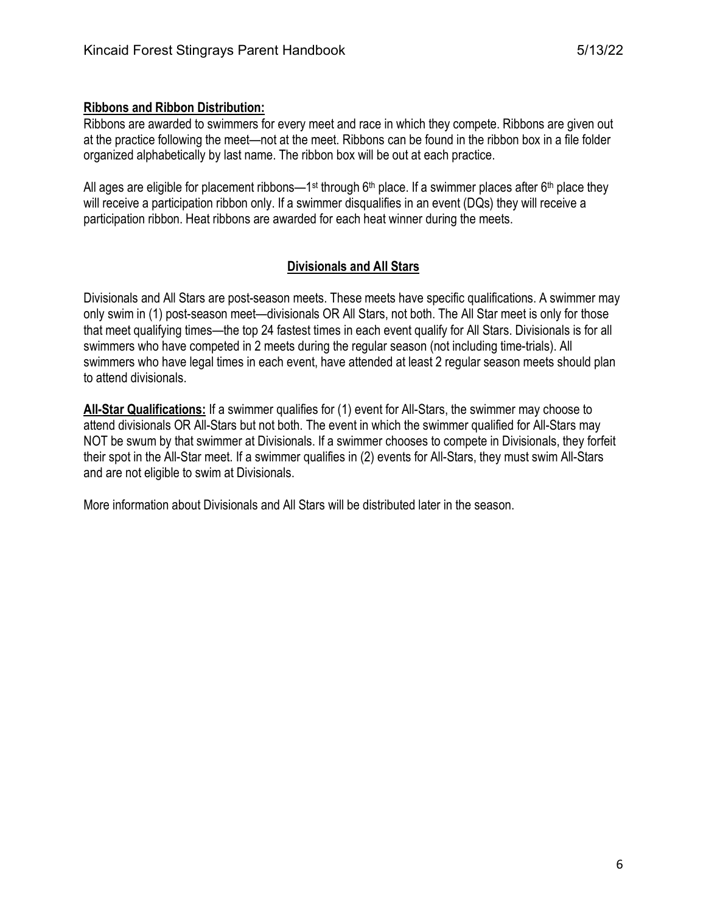**Ribbons and Ribbon Distribution:**

Ribbons are awarded to swimmers for every meet and race in which they compete. Ribbons are given out at the practice following the meet—not at the meet. Ribbons can be found in the ribbon box in a file folder organized alphabetically by last name. The ribbon box will be out at each practice.

All ages are eligible for placement ribbons—1st through 6th place. If a swimmer places after 6th place they will receive a participation ribbon only. If a swimmer disqualifies in an event (DQs) they will receive a participation ribbon. Heat ribbons are awarded for each heat winner during the meets.

## Divisionals and All Stars

Divisionals and All Stars are post-season meets. These meets have specific qualifications. A swimmer may only swim in (1) post-season meet—divisionals OR All Stars, not both. The All Star meet is only for those that meet qualifying times—the top 24 fastest times in each event qualify for All Stars. Divisionals is for all swimmers who have competed in 2 meets during the regular season (not including time-trials). All swimmers who have legal times in each event, have attended at least 2 regular season meets should plan to attend divisionals.

**All-Star Qualifications:** If a swimmer qualifies for (1) event for All-Stars, the swimmer may choose to attend divisionals OR All-Stars but not both. The event in which the swimmer qualified for All-Stars may NOT be swum by that swimmer at Divisionals. If a swimmer chooses to compete in Divisionals, they forfeit their spot in the All-Star meet. If a swimmer qualifies in (2) events for All-Stars, they must swim All-Stars and are not eligible to swim at Divisionals.

More information about Divisionals and All Stars will be distributed later in the season.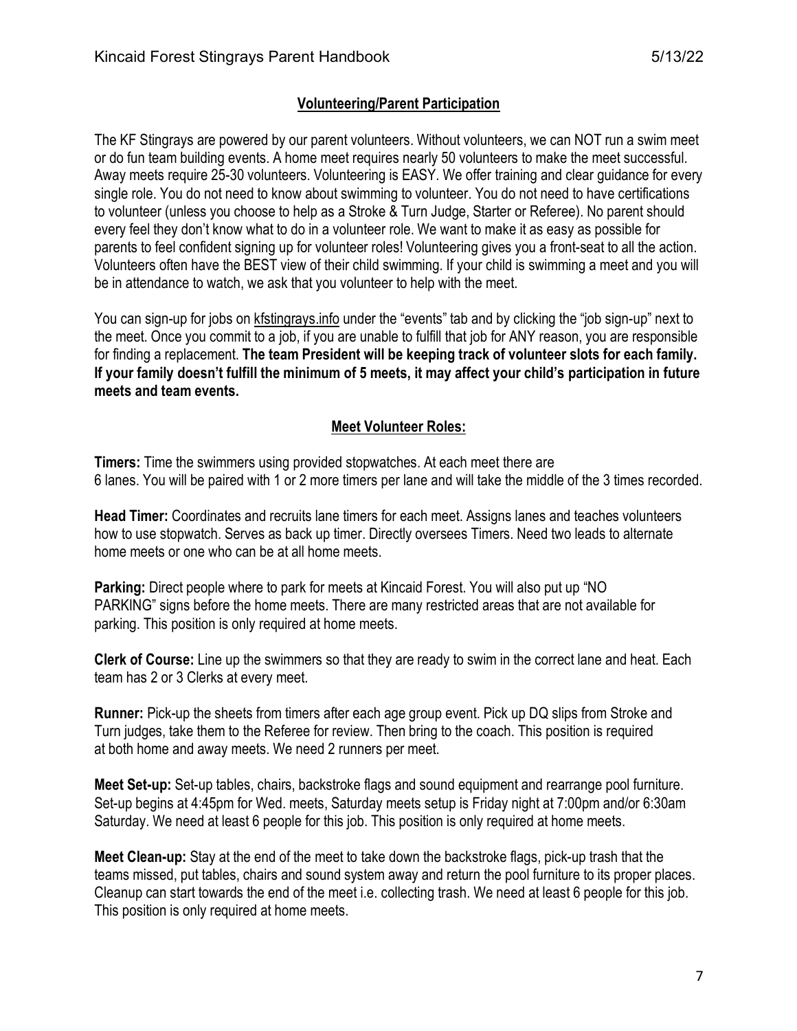## Volunteering/Parent Participation

The KF Stingrays are powered by our parent volunteers. Without volunteers, we can NOT run a swim meet or do fun team building events. A home meet requires nearly 50 volunteers to make the meet successful. Away meets require 25-30 volunteers. Volunteering is EASY. We offer training and clear guidance for every single role. You do not need to know about swimming to volunteer. You do not need to have certifications to volunteer (unless you choose to help as a Stroke & Turn Judge, Starter or Referee). No parent should every feel they don't know what to do in a volunteer role. We want to make it as easy as possible for parents to feel confident signing up for volunteer roles! Volunteering gives you a front-seat to all the action. Volunteers often have the BEST view of their child swimming. If your child is swimming a meet and you will be in attendance to watch, we ask that you volunteer to help with the meet.

You can sign-up for jobs on kfstingrays.info under the "events" tab and by clicking the "job sign-up" next to the meet. Once you commit to a job, if you are unable to fulfill that job for ANY reason, you are responsible for finding a replacement. **The team President will be keeping track of volunteer slots for each family. If your family doesn't fulfill the minimum of 5 meets, it may affect your child's participation in future meets and team events.**

## Meet Volunteer Roles:

**Timers:** Time the swimmers using provided stopwatches. At each meet there are 6 lanes. You will be paired with 1 or 2 more timers per lane and will take the middle of the 3 times recorded.

**Head Timer:** Coordinates and recruits lane timers for each meet. Assigns lanes and teaches volunteers how to use stopwatch. Serves as back up timer. Directly oversees Timers. Need two leads to alternate home meets or one who can be at all home meets.

**Parking:** Direct people where to park for meets at Kincaid Forest. You will also put up "NO PARKING" signs before the home meets. There are many restricted areas that are not available for parking. This position is only required at home meets.

**Clerk of Course:** Line up the swimmers so that they are ready to swim in the correct lane and heat. Each team has 2 or 3 Clerks at every meet.

**Runner:** Pick-up the sheets from timers after each age group event. Pick up DQ slips from Stroke and Turn judges, take them to the Referee for review. Then bring to the coach. This position is required at both home and away meets. We need 2 runners per meet.

**Meet Set-up:** Set-up tables, chairs, backstroke flags and sound equipment and rearrange pool furniture. Set-up begins at 4:45pm for Wed. meets, Saturday meets setup is Friday night at 7:00pm and/or 6:30am Saturday. We need at least 6 people for this job. This position is only required at home meets.

**Meet Clean-up:** Stay at the end of the meet to take down the backstroke flags, pick-up trash that the teams missed, put tables, chairs and sound system away and return the pool furniture to its proper places. Cleanup can start towards the end of the meet i.e. collecting trash. We need at least 6 people for this job. This position is only required at home meets.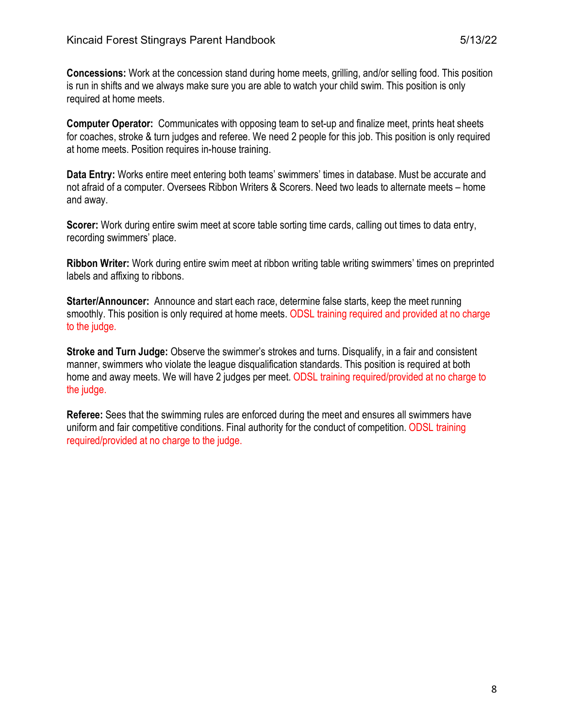**Concessions:** Work at the concession stand during home meets, grilling, and/or selling food. This position is run in shifts and we always make sure you are able to watch your child swim. This position is only required at home meets.

**Computer Operator:** Communicates with opposing team to set-up and finalize meet, prints heat sheets for coaches, stroke & turn judges and referee. We need 2 people for this job. This position is only required at home meets. Position requires in-house training.

**Data Entry:** Works entire meet entering both teams' swimmers' times in database. Must be accurate and not afraid of a computer. Oversees Ribbon Writers & Scorers. Need two leads to alternate meets – home and away.

**Scorer:** Work during entire swim meet at score table sorting time cards, calling out times to data entry, recording swimmers' place.

**Ribbon Writer:** Work during entire swim meet at ribbon writing table writing swimmers' times on preprinted labels and affixing to ribbons.

**Starter/Announcer:** Announce and start each race, determine false starts, keep the meet running smoothly. This position is only required at home meets. ODSL training required and provided at no charge to the judge.

**Stroke and Turn Judge:** Observe the swimmer's strokes and turns. Disqualify, in a fair and consistent manner, swimmers who violate the league disqualification standards. This position is required at both home and away meets. We will have 2 judges per meet. ODSL training required/provided at no charge to the judge.

**Referee:** Sees that the swimming rules are enforced during the meet and ensures all swimmers have uniform and fair competitive conditions. Final authority for the conduct of competition. ODSL training required/provided at no charge to the judge.